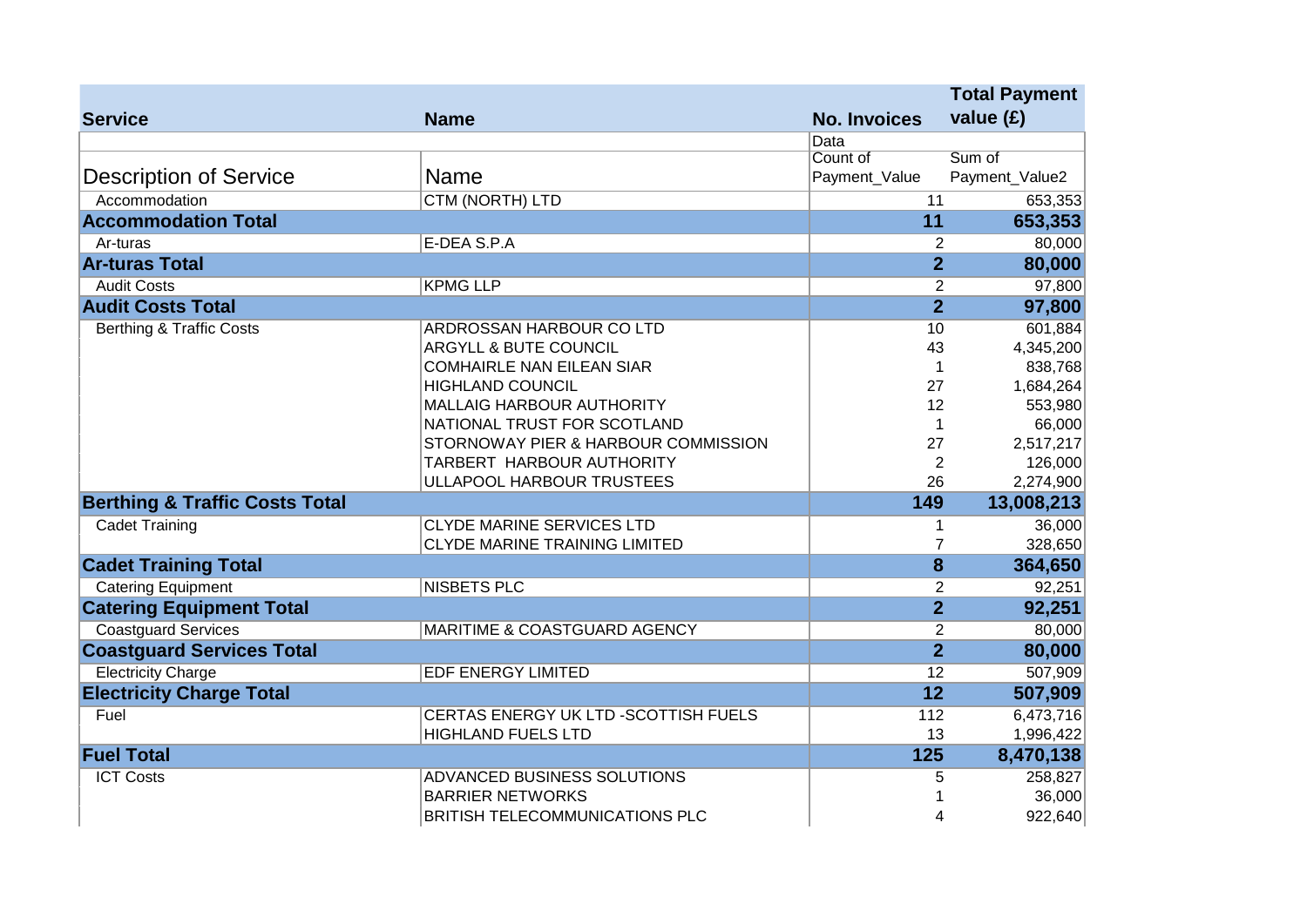| Service | Name | No. Invoices | Total Payment value (£) |
|---|---|---|---|
| | | Data | |
| Description of Service | Name | Count of Payment_Value | Sum of Payment_Value2 |
| Accommodation | CTM (NORTH) LTD | 11 | 653,353 |
| **Accommodation Total** | | **11** | **653,353** |
| Ar-turas | E-DEA S.P.A | 2 | 80,000 |
| **Ar-turas Total** | | **2** | **80,000** |
| Audit Costs | KPMG LLP | 2 | 97,800 |
| **Audit Costs Total** | | **2** | **97,800** |
| Berthing & Traffic Costs | ARDROSSAN HARBOUR CO LTD | 10 | 601,884 |
| | ARGYLL & BUTE COUNCIL | 43 | 4,345,200 |
| | COMHAIRLE NAN EILEAN SIAR | 1 | 838,768 |
| | HIGHLAND COUNCIL | 27 | 1,684,264 |
| | MALLAIG HARBOUR AUTHORITY | 12 | 553,980 |
| | NATIONAL TRUST FOR SCOTLAND | 1 | 66,000 |
| | STORNOWAY PIER & HARBOUR COMMISSION | 27 | 2,517,217 |
| | TARBERT HARBOUR AUTHORITY | 2 | 126,000 |
| | ULLAPOOL HARBOUR TRUSTEES | 26 | 2,274,900 |
| **Berthing & Traffic Costs Total** | | **149** | **13,008,213** |
| Cadet Training | CLYDE MARINE SERVICES LTD | 1 | 36,000 |
| | CLYDE MARINE TRAINING LIMITED | 7 | 328,650 |
| **Cadet Training Total** | | **8** | **364,650** |
| Catering Equipment | NISBETS PLC | 2 | 92,251 |
| **Catering Equipment Total** | | **2** | **92,251** |
| Coastguard Services | MARITIME & COASTGUARD AGENCY | 2 | 80,000 |
| **Coastguard Services Total** | | **2** | **80,000** |
| Electricity Charge | EDF ENERGY LIMITED | 12 | 507,909 |
| **Electricity Charge Total** | | **12** | **507,909** |
| Fuel | CERTAS ENERGY UK LTD -SCOTTISH FUELS | 112 | 6,473,716 |
| | HIGHLAND FUELS LTD | 13 | 1,996,422 |
| **Fuel Total** | | **125** | **8,470,138** |
| ICT Costs | ADVANCED BUSINESS SOLUTIONS | 5 | 258,827 |
| | BARRIER NETWORKS | 1 | 36,000 |
| | BRITISH TELECOMMUNICATIONS PLC | 4 | 922,640 |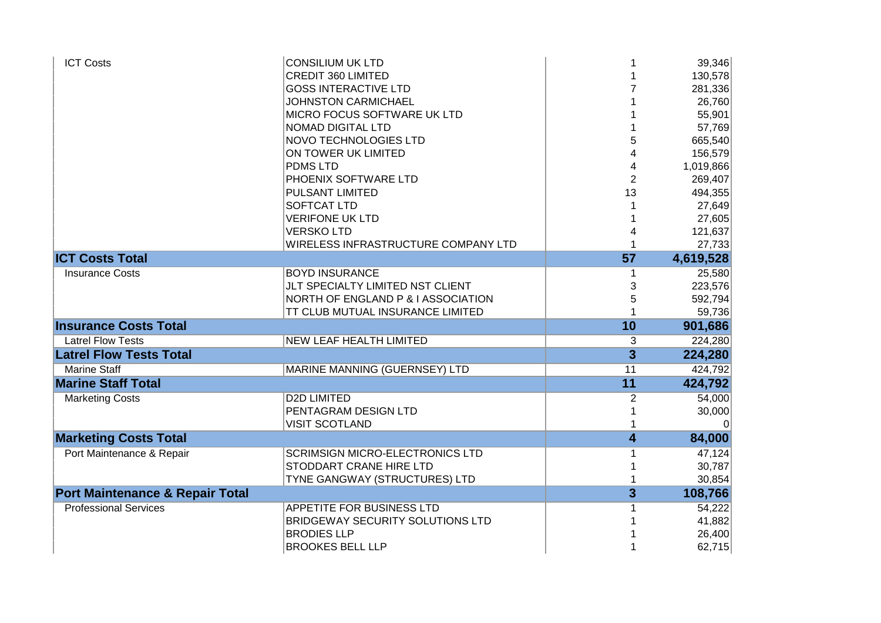| | | | |
|---|---|---|---|
| ICT Costs | CONSILIUM UK LTD | 1 | 39,346 |
| | CREDIT 360 LIMITED | 1 | 130,578 |
| | GOSS INTERACTIVE LTD | 7 | 281,336 |
| | JOHNSTON CARMICHAEL | 1 | 26,760 |
| | MICRO FOCUS SOFTWARE UK LTD | 1 | 55,901 |
| | NOMAD DIGITAL LTD | 1 | 57,769 |
| | NOVO TECHNOLOGIES LTD | 5 | 665,540 |
| | ON TOWER UK LIMITED | 4 | 156,579 |
| | PDMS LTD | 4 | 1,019,866 |
| | PHOENIX SOFTWARE LTD | 2 | 269,407 |
| | PULSANT LIMITED | 13 | 494,355 |
| | SOFTCAT LTD | 1 | 27,649 |
| | VERIFONE UK LTD | 1 | 27,605 |
| | VERSKO LTD | 4 | 121,637 |
| | WIRELESS INFRASTRUCTURE COMPANY LTD | 1 | 27,733 |
| **ICT Costs Total** | | **57** | **4,619,528** |
| Insurance Costs | BOYD INSURANCE | 1 | 25,580 |
| | JLT SPECIALTY LIMITED NST CLIENT | 3 | 223,576 |
| | NORTH OF ENGLAND P & I ASSOCIATION | 5 | 592,794 |
| | TT CLUB MUTUAL INSURANCE LIMITED | 1 | 59,736 |
| **Insurance Costs Total** | | **10** | **901,686** |
| Latrel Flow Tests | NEW LEAF HEALTH LIMITED | 3 | 224,280 |
| **Latrel Flow Tests Total** | | **3** | **224,280** |
| Marine Staff | MARINE MANNING (GUERNSEY) LTD | 11 | 424,792 |
| **Marine Staff Total** | | **11** | **424,792** |
| Marketing Costs | D2D LIMITED | 2 | 54,000 |
| | PENTAGRAM DESIGN LTD | 1 | 30,000 |
| | VISIT SCOTLAND | 1 | 0 |
| **Marketing Costs Total** | | **4** | **84,000** |
| Port Maintenance & Repair | SCRIMSIGN MICRO-ELECTRONICS LTD | 1 | 47,124 |
| | STODDART CRANE HIRE LTD | 1 | 30,787 |
| | TYNE GANGWAY (STRUCTURES) LTD | 1 | 30,854 |
| **Port Maintenance & Repair Total** | | **3** | **108,766** |
| Professional Services | APPETITE FOR BUSINESS LTD | 1 | 54,222 |
| | BRIDGEWAY SECURITY SOLUTIONS LTD | 1 | 41,882 |
| | BRODIES LLP | 1 | 26,400 |
| | BROOKES BELL LLP | 1 | 62,715 |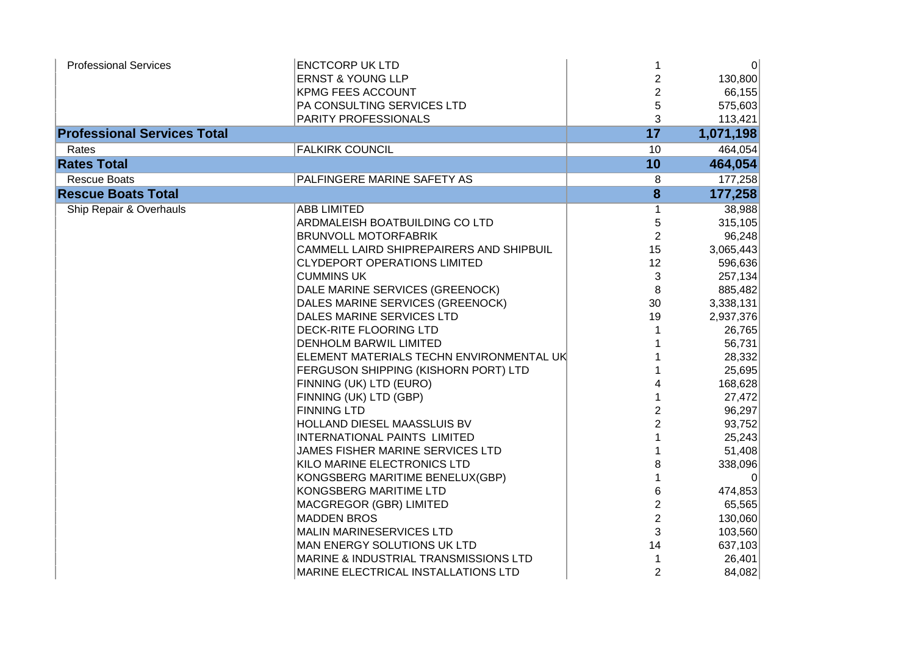| | | | |
|---|---|---|---|
| Professional Services | ENCTCORP UK LTD | 1 | 0 |
| | ERNST & YOUNG LLP | 2 | 130,800 |
| | KPMG FEES ACCOUNT | 2 | 66,155 |
| | PA CONSULTING SERVICES LTD | 5 | 575,603 |
| | PARITY PROFESSIONALS | 3 | 113,421 |
| **Professional Services Total** | | **17** | **1,071,198** |
| Rates | FALKIRK COUNCIL | 10 | 464,054 |
| **Rates Total** | | **10** | **464,054** |
| Rescue Boats | PALFINGERE MARINE SAFETY AS | 8 | 177,258 |
| **Rescue Boats Total** | | **8** | **177,258** |
| Ship Repair & Overhauls | ABB LIMITED | 1 | 38,988 |
| | ARDMALEISH BOATBUILDING CO LTD | 5 | 315,105 |
| | BRUNVOLL MOTORFABRIK | 2 | 96,248 |
| | CAMMELL LAIRD SHIPREPAIRERS AND SHIPBUIL | 15 | 3,065,443 |
| | CLYDEPORT OPERATIONS LIMITED | 12 | 596,636 |
| | CUMMINS UK | 3 | 257,134 |
| | DALE MARINE SERVICES (GREENOCK) | 8 | 885,482 |
| | DALES MARINE SERVICES (GREENOCK) | 30 | 3,338,131 |
| | DALES MARINE SERVICES LTD | 19 | 2,937,376 |
| | DECK-RITE FLOORING LTD | 1 | 26,765 |
| | DENHOLM BARWIL LIMITED | 1 | 56,731 |
| | ELEMENT MATERIALS TECHN ENVIRONMENTAL UK | 1 | 28,332 |
| | FERGUSON SHIPPING (KISHORN PORT) LTD | 1 | 25,695 |
| | FINNING (UK) LTD (EURO) | 4 | 168,628 |
| | FINNING (UK) LTD (GBP) | 1 | 27,472 |
| | FINNING LTD | 2 | 96,297 |
| | HOLLAND DIESEL MAASSLUIS BV | 2 | 93,752 |
| | INTERNATIONAL PAINTS LIMITED | 1 | 25,243 |
| | JAMES FISHER MARINE SERVICES LTD | 1 | 51,408 |
| | KILO MARINE ELECTRONICS LTD | 8 | 338,096 |
| | KONGSBERG MARITIME BENELUX(GBP) | 1 | 0 |
| | KONGSBERG MARITIME LTD | 6 | 474,853 |
| | MACGREGOR (GBR) LIMITED | 2 | 65,565 |
| | MADDEN BROS | 2 | 130,060 |
| | MALIN MARINESERVICES LTD | 3 | 103,560 |
| | MAN ENERGY SOLUTIONS UK LTD | 14 | 637,103 |
| | MARINE & INDUSTRIAL TRANSMISSIONS LTD | 1 | 26,401 |
| | MARINE ELECTRICAL INSTALLATIONS LTD | 2 | 84,082 |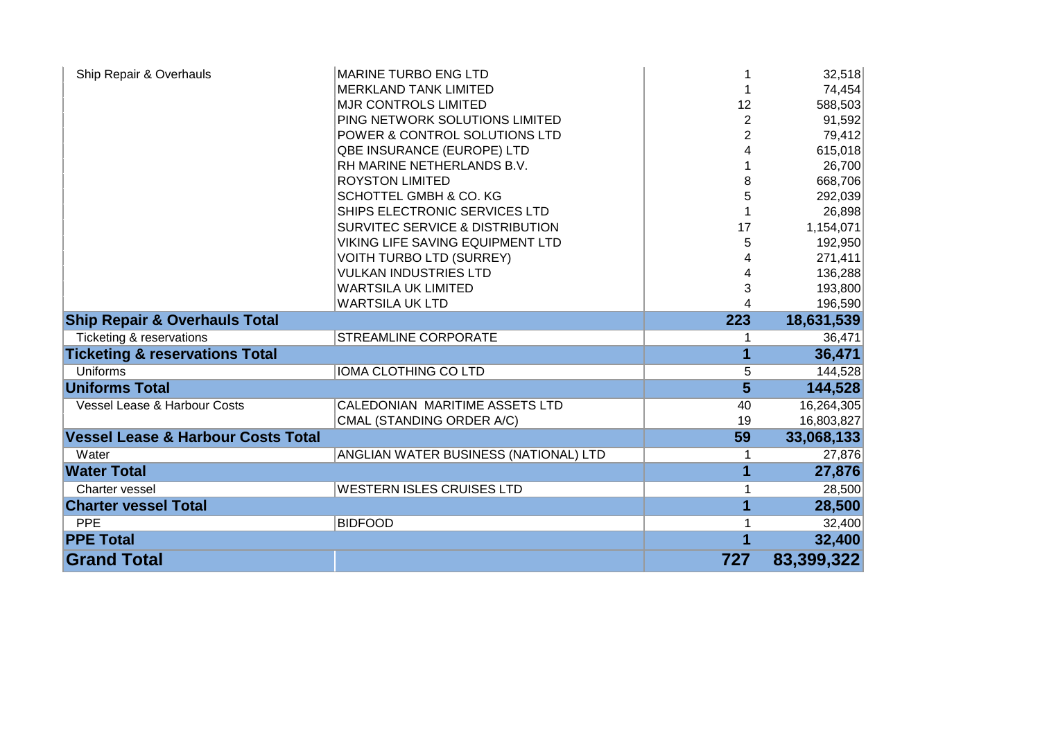| | | | |
|---|---|---|---|
| Ship Repair & Overhauls | MARINE TURBO ENG LTD | 1 | 32,518 |
| | MERKLAND TANK LIMITED | 1 | 74,454 |
| | MJR CONTROLS LIMITED | 12 | 588,503 |
| | PING NETWORK SOLUTIONS LIMITED | 2 | 91,592 |
| | POWER & CONTROL SOLUTIONS LTD | 2 | 79,412 |
| | QBE INSURANCE (EUROPE) LTD | 4 | 615,018 |
| | RH MARINE NETHERLANDS B.V. | 1 | 26,700 |
| | ROYSTON LIMITED | 8 | 668,706 |
| | SCHOTTEL GMBH & CO. KG | 5 | 292,039 |
| | SHIPS ELECTRONIC SERVICES LTD | 1 | 26,898 |
| | SURVITEC SERVICE & DISTRIBUTION | 17 | 1,154,071 |
| | VIKING LIFE SAVING EQUIPMENT LTD | 5 | 192,950 |
| | VOITH TURBO LTD (SURREY) | 4 | 271,411 |
| | VULKAN INDUSTRIES LTD | 4 | 136,288 |
| | WARTSILA UK LIMITED | 3 | 193,800 |
| | WARTSILA UK LTD | 4 | 196,590 |
| **Ship Repair & Overhauls Total** | | **223** | **18,631,539** |
| Ticketing & reservations | STREAMLINE CORPORATE | 1 | 36,471 |
| **Ticketing & reservations Total** | | **1** | **36,471** |
| Uniforms | IOMA CLOTHING CO LTD | 5 | 144,528 |
| **Uniforms Total** | | **5** | **144,528** |
| Vessel Lease & Harbour Costs | CALEDONIAN MARITIME ASSETS LTD | 40 | 16,264,305 |
| | CMAL (STANDING ORDER A/C) | 19 | 16,803,827 |
| **Vessel Lease & Harbour Costs Total** | | **59** | **33,068,133** |
| Water | ANGLIAN WATER BUSINESS (NATIONAL) LTD | 1 | 27,876 |
| **Water Total** | | **1** | **27,876** |
| Charter vessel | WESTERN ISLES CRUISES LTD | 1 | 28,500 |
| **Charter vessel Total** | | **1** | **28,500** |
| PPE | BIDFOOD | 1 | 32,400 |
| **PPE Total** | | **1** | **32,400** |
| **Grand Total** | | **727** | **83,399,322** |